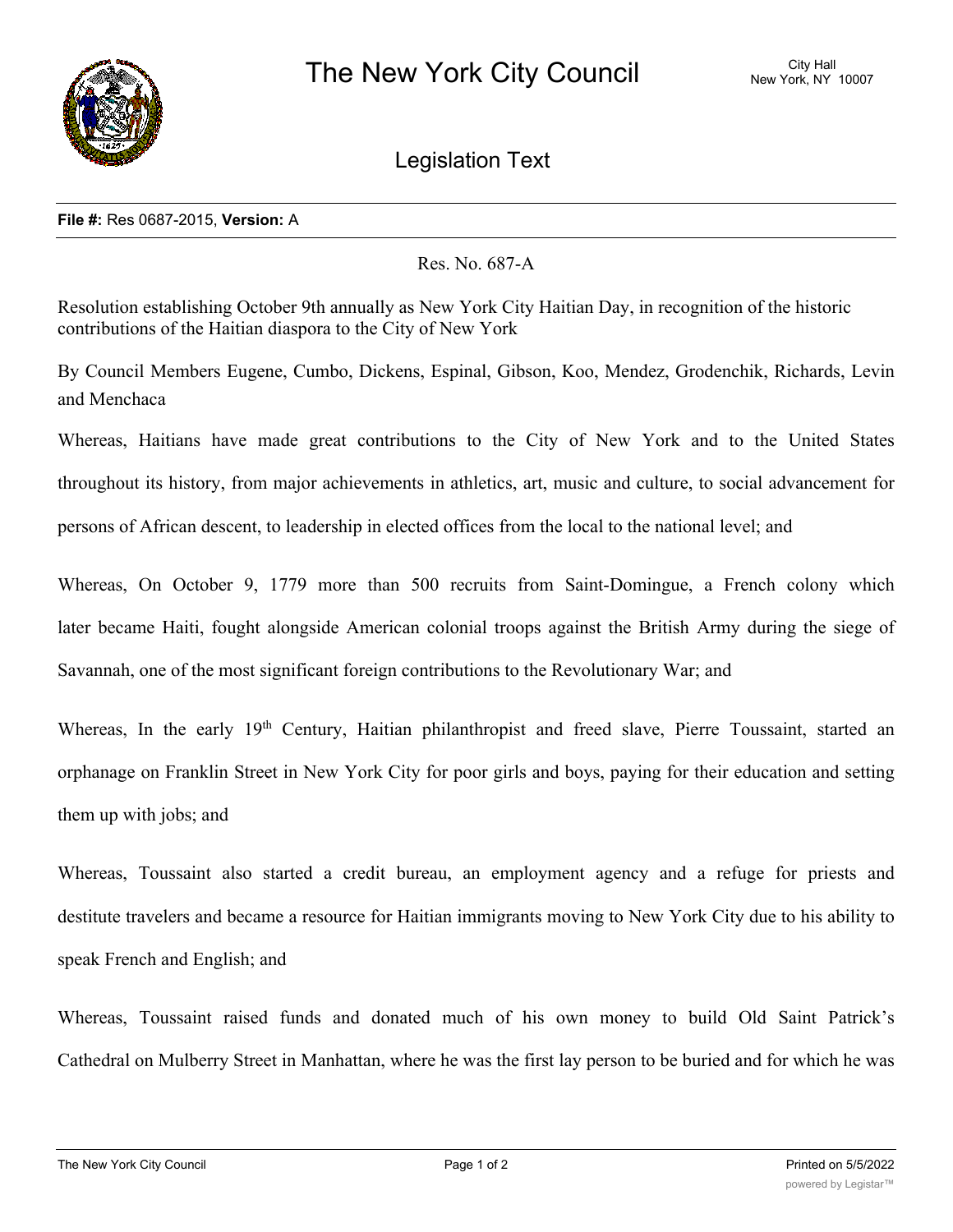# The New York City Council

City Hall
New York, NY 10007

## Legislation Text

**File #:** Res 0687-2015, **Version:** A

Res. No. 687-A

Resolution establishing October 9th annually as New York City Haitian Day, in recognition of the historic contributions of the Haitian diaspora to the City of New York

By Council Members Eugene, Cumbo, Dickens, Espinal, Gibson, Koo, Mendez, Grodenchik, Richards, Levin and Menchaca

Whereas, Haitians have made great contributions to the City of New York and to the United States throughout its history, from major achievements in athletics, art, music and culture, to social advancement for persons of African descent, to leadership in elected offices from the local to the national level; and

Whereas, On October 9, 1779 more than 500 recruits from Saint-Domingue, a French colony which later became Haiti, fought alongside American colonial troops against the British Army during the siege of Savannah, one of the most significant foreign contributions to the Revolutionary War; and

Whereas, In the early 19th Century, Haitian philanthropist and freed slave, Pierre Toussaint, started an orphanage on Franklin Street in New York City for poor girls and boys, paying for their education and setting them up with jobs; and

Whereas, Toussaint also started a credit bureau, an employment agency and a refuge for priests and destitute travelers and became a resource for Haitian immigrants moving to New York City due to his ability to speak French and English; and

Whereas, Toussaint raised funds and donated much of his own money to build Old Saint Patrick's Cathedral on Mulberry Street in Manhattan, where he was the first lay person to be buried and for which he was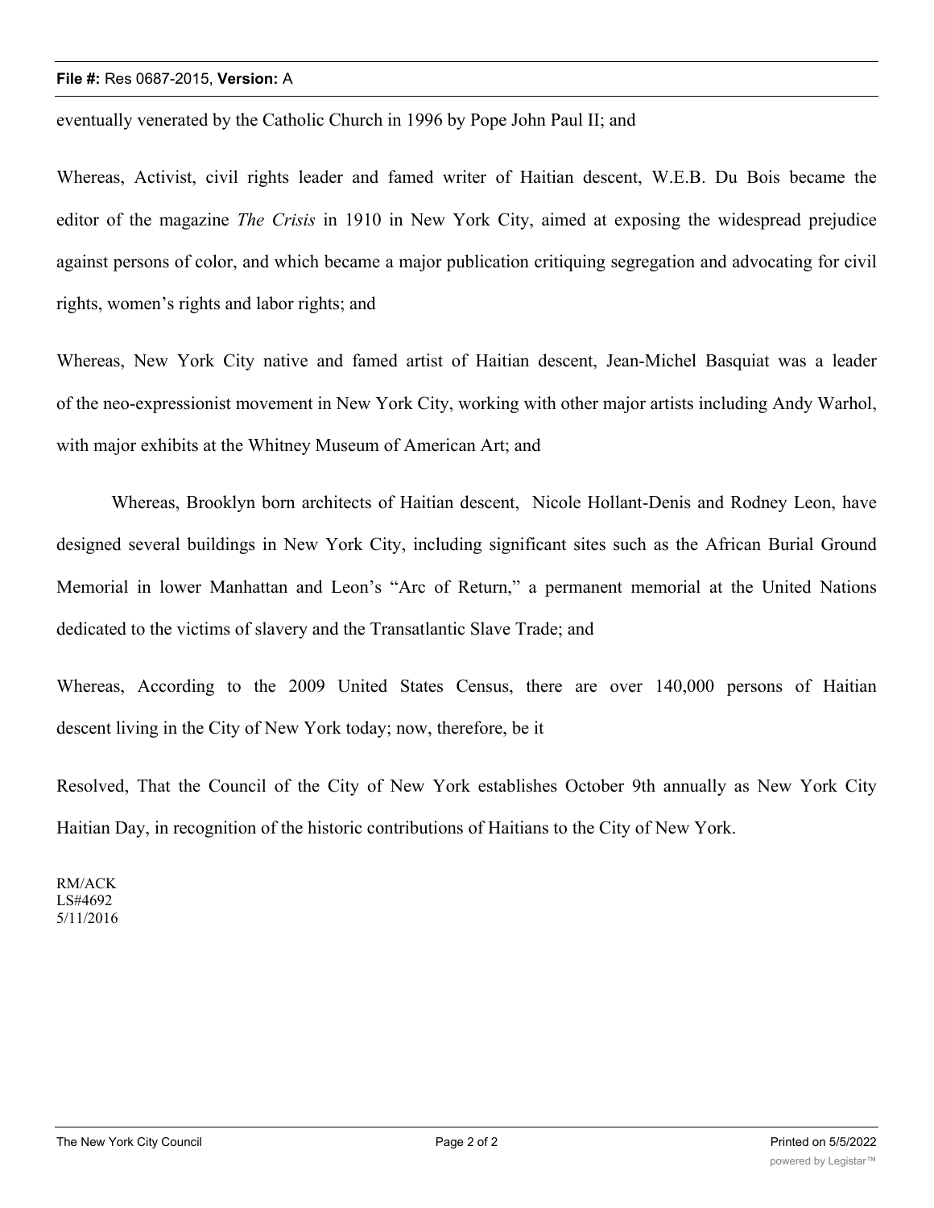eventually venerated by the Catholic Church in 1996 by Pope John Paul II; and

Whereas, Activist, civil rights leader and famed writer of Haitian descent, W.E.B. Du Bois became the editor of the magazine *The Crisis* in 1910 in New York City, aimed at exposing the widespread prejudice against persons of color, and which became a major publication critiquing segregation and advocating for civil rights, women's rights and labor rights; and

Whereas, New York City native and famed artist of Haitian descent, Jean-Michel Basquiat was a leader of the neo-expressionist movement in New York City, working with other major artists including Andy Warhol, with major exhibits at the Whitney Museum of American Art; and

Whereas, Brooklyn born architects of Haitian descent, Nicole Hollant-Denis and Rodney Leon, have designed several buildings in New York City, including significant sites such as the African Burial Ground Memorial in lower Manhattan and Leon's "Arc of Return," a permanent memorial at the United Nations dedicated to the victims of slavery and the Transatlantic Slave Trade; and

Whereas, According to the 2009 United States Census, there are over 140,000 persons of Haitian descent living in the City of New York today; now, therefore, be it

Resolved, That the Council of the City of New York establishes October 9th annually as New York City Haitian Day, in recognition of the historic contributions of Haitians to the City of New York.

RM/ACK
LS#4692
5/11/2016